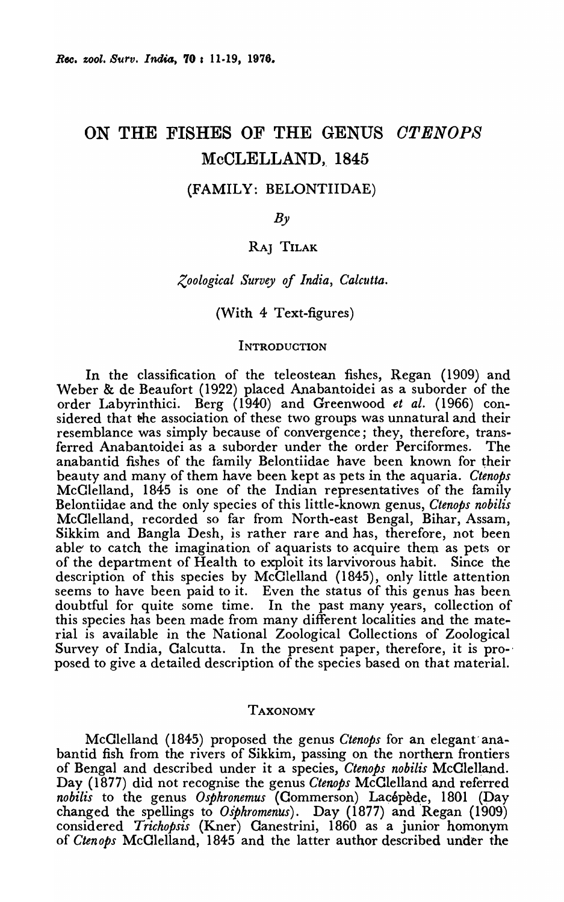# ON THE FISHES OF THE GENUS *CTENOPS* McCLELLAND, 1845

## (FAMILY: BELONTIIDAE)

*By*

RAJ TILAK

*Zoological Survey of India, Calcutta.*

(With 4 Text-figures)

### INTRODUCTION

In the classification of the teleostean fishes, Regan (1909) and Weber & de Beaufort (1922) placed Anabantoidei as a suborder of the order Labyrinthici. Berg (1940) and Greenwood *et al.* (1966) considered that the association of these two groups was unnatural and their resemblance was simply because of convergence; they, therefore, transferred Anabantoidei as a suborder under the order Perciformes. The anabantid fishes of the family Belontiidae have been known for their beauty and many of them have been kept as pets in the aquaria. *Ctenops* McClelland, 1845 is one of the Indian representatives of the family Belontiidae and the only species of this little-known genus, *Ctenops nobilis* McClelland, recorded so far from North-east Bengal, Bihar, Assam, Sikkim and Bangla Desh, is rather rare and has, therefore, not been able to catch the imagination of aquarists to acquire them as pets or of the department of Health to exploit its larvivorous habit. Since the description of this species by McClelland (1845), only little attention seems to have been paid to it. Even the status of this genus has been doubtful for quite some time. In the past many years, collection of this species has been made from many different localities and the material is available in the National Zoological Collections of Zoological Survey of India, Calcutta. In the present paper, therefore, it is proposed to give a detailed description of the species based on that material.

### TAXONOMY

McClelland (1845) proposed the genus *Ctenops* for an elegant anabantid fish from the rivers of Sikkim, passing on the northern frontiers of Bengal and described under it a species, *Ctenops nobilis* McClelland. Day (1877) did not recognise the genus *Ctenops* McClelland and referred *nobilis* to the genus *Osphronemus* (Commerson) Lacépède, 1801 (Day changed the spellings to *Osphromenus*). Day (1877) and Regan (1909) considered *Trichopsis* (Kner) Canestrini, 1860 as a junior homonym of *Ctenops* McClelland, 1845 and the latter author described under the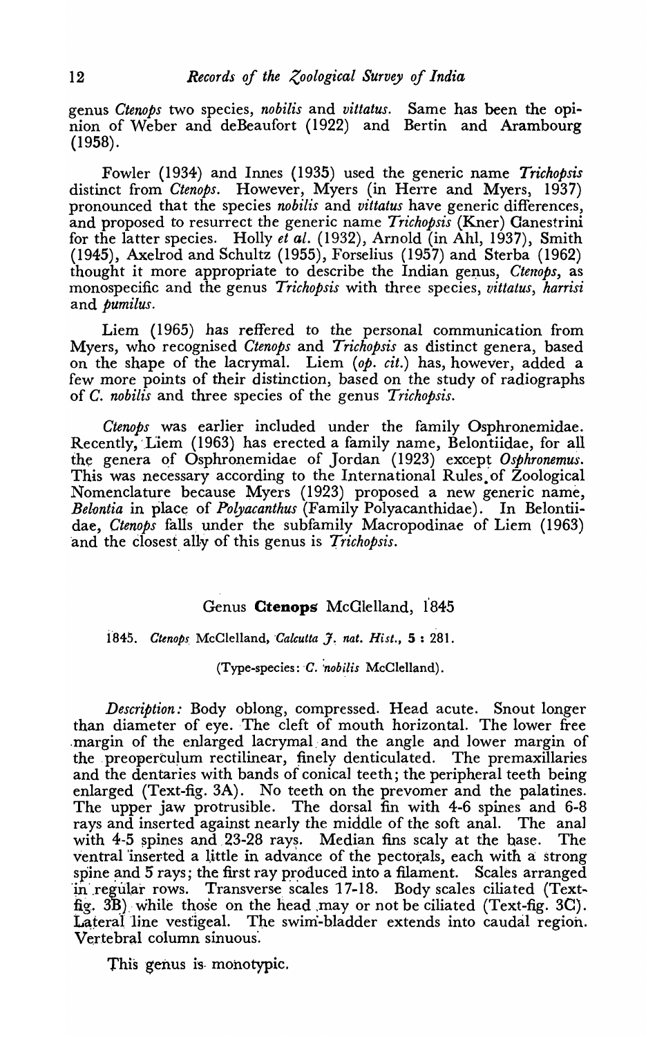genus *Ctenops* two species, *nobilis* and *vittatus*. Same has been the opinion of Weber and deBeaufort (1922) and Bertin and Arambourg (1958).

Fowler (1934) and Innes (1935) used the generic name *Trichopsis* distinct from *Ctenops*. However, Myers (in Herre and Myers, 1937) pronounced that the species *nobilis* and *vittatus* have generic differences, and proposed to resurrect the generic name *Trichopsis* (Kner) Canestrini for the latter species. Holly *et al.* (1932), Arnold (in Ahl, 1937), Smith (1945), Axelrod and Schultz (1955), Forselius (1957) and Sterba (1962) thought it more appropriate to describe the Indian genus, *Ctenops*, as monospecific and the genus *Trichopsis* with three species, *vittatus*, *harrisi* and *pumilus*.

Liem (1965) has reffered to the personal communication from Myers, who recognised *Ctenops* and *Trichopsis* as distinct genera, based on the shape of the lacrymal. Liem (*op. cit.*) has, however, added a few more points of their distinction, based on the study of radiographs of *C. nobilis* and three species of the genus *Trichopsis*.

*Ctenops* was earlier included under the family Osphronemidae. Recently, Liem (1963) has erected a family name, Belontiidae, for all the genera of Osphronemidae of Jordan (1923) except *Osphronemus*. This was necessary according to the International Rules of Zoological Nomenclature because Myers (1923) proposed a new generic name, *Belontia* in place of *Polyacanthus* (Family Polyacanthidae). In Belontiidae, *Ctenops* falls under the subfamily Macropodinae of Liem (1963) and the closest ally of this genus is *Trichopsis*.

## Genus **Ctenops** McClelland, 1845

1845. *Ctenops* McClelland, *Calcutta J. nat. Hist.*, **5** : 281.

(Type-species: *C. nobilis* McClelland).

*Description:* Body oblong, compressed. Head acute. Snout longer than diameter of eye. The cleft of mouth horizontal. The lower free margin of the enlarged lacrymal and the angle and lower margin of the preoperculum rectilinear, finely denticulated. The premaxillaries and the dentaries with bands of conical teeth; the peripheral teeth being enlarged (Text-fig. 3A). No teeth on the prevomer and the palatines. The upper jaw protrusible. The dorsal fin with 4-6 spines and 6-8 rays and inserted against nearly the middle of the soft anal. The anal with 4-5 spines and 23-28 rays. Median fins scaly at the base. The ventral inserted a little in advance of the pectorals, each with a strong spine and 5 rays; the first ray produced into a filament. Scales arranged in regular rows. Transverse scales 17-18. Body scales ciliated (Text-fig. 3B) while those on the head may or not be ciliated (Text-fig. 3C). Lateral line vestigeal. The swim-bladder extends into caudal region. Vertebral column sinuous.

This genus is monotypic.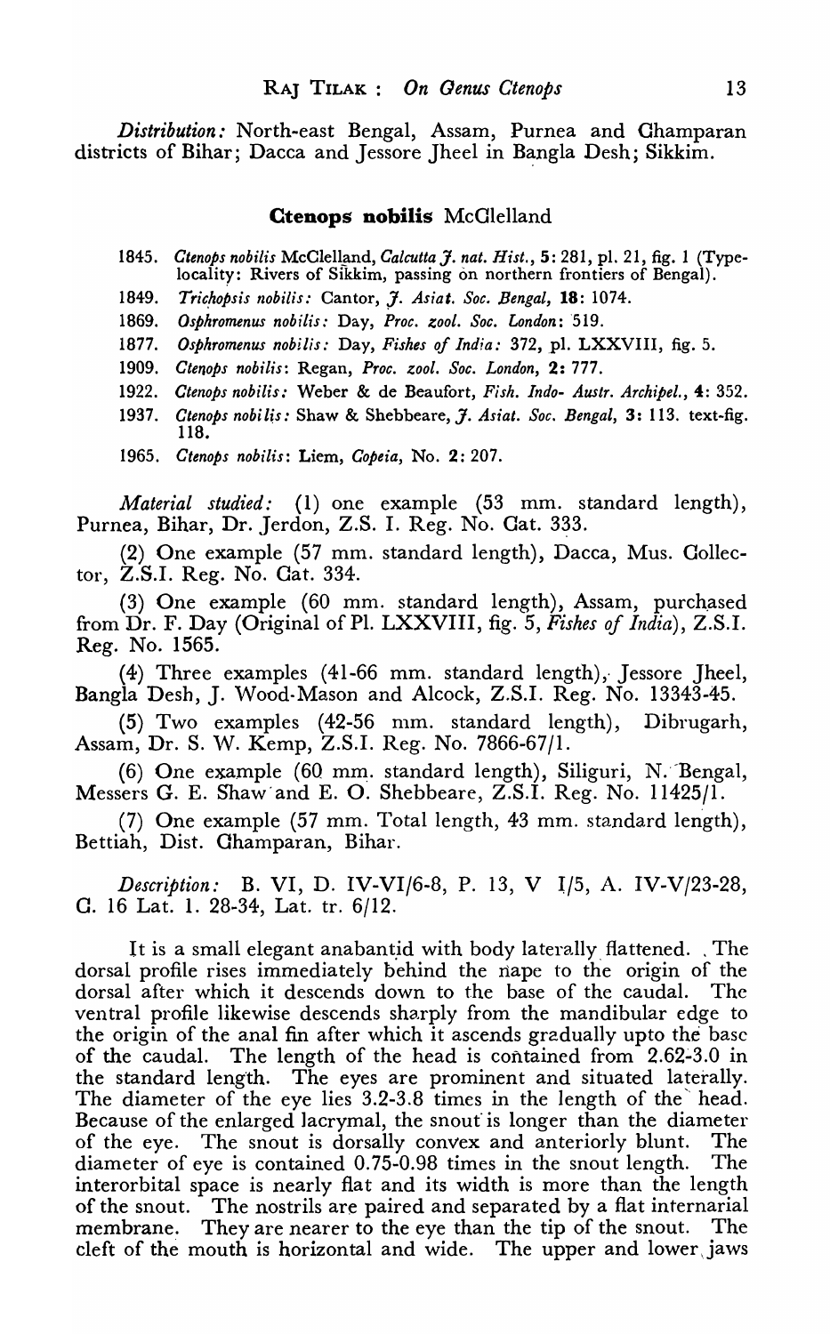*Distribution:* North-east Bengal, Assam, Purnea and Champaran districts of Bihar; Dacca and Jessore Jheel in Bangla Desh; Sikkim.

## Ctenops nobilis McClelland

1845. *Ctenops nobilis* McClelland, *Calcutta J. nat. Hist.*, **5**: 281, pl. 21, fig. 1 (Type-locality: Rivers of Sikkim, passing on northern frontiers of Bengal).

1849. *Trichopsis nobilis:* Cantor, *J. Asiat. Soc. Bengal*, **18**: 1074.

1869. *Osphromenus nobilis:* Day, *Proc. zool. Soc. London*: 519.

1877. *Osphromenus nobilis:* Day, *Fishes of India:* 372, pl. LXXVIII, fig. 5.

1909. *Ctenops nobilis*: Regan, *Proc. zool. Soc. London*, **2**: 777.

1922. *Ctenops nobilis:* Weber & de Beaufort, *Fish. Indo- Austr. Archipel.*, **4**: 352.

1937. *Ctenops nobilis:* Shaw & Shebbeare, *J. Asiat. Soc. Bengal*, **3**: 113. text-fig. 118.

1965. *Ctenops nobilis*: Liem, *Copeia*, No. **2**: 207.

*Material studied:* (1) one example (53 mm. standard length), Purnea, Bihar, Dr. Jerdon, Z.S. I. Reg. No. Cat. 333.

(2) One example (57 mm. standard length), Dacca, Mus. Collector, Z.S.I. Reg. No. Cat. 334.

(3) One example (60 mm. standard length), Assam, purchased from Dr. F. Day (Original of Pl. LXXVIII, fig. 5, *Fishes of India*), Z.S.I. Reg. No. 1565.

(4) Three examples (41-66 mm. standard length), Jessore Jheel, Bangla Desh, J. Wood-Mason and Alcock, Z.S.I. Reg. No. 13343-45.

(5) Two examples (42-56 mm. standard length), Dibrugarh, Assam, Dr. S. W. Kemp, Z.S.I. Reg. No. 7866-67/1.

(6) One example (60 mm. standard length), Siliguri, N. Bengal, Messers G. E. Shaw and E. O. Shebbeare, Z.S.I. Reg. No. 11425/1.

(7) One example (57 mm. Total length, 43 mm. standard length), Bettiah, Dist. Champaran, Bihar.

*Description:* B. VI, D. IV-VI/6-8, P. 13, V I/5, A. IV-V/23-28, C. 16 Lat. l. 28-34, Lat. tr. 6/12.

It is a small elegant anabantid with body laterally flattened. The dorsal profile rises immediately behind the nape to the origin of the dorsal after which it descends down to the base of the caudal. The ventral profile likewise descends sharply from the mandibular edge to the origin of the anal fin after which it ascends gradually upto the base of the caudal. The length of the head is contained from 2.62-3.0 in the standard length. The eyes are prominent and situated laterally. The diameter of the eye lies 3.2-3.8 times in the length of the head. Because of the enlarged lacrymal, the snout is longer than the diameter of the eye. The snout is dorsally convex and anteriorly blunt. The diameter of eye is contained 0.75-0.98 times in the snout length. The interorbital space is nearly flat and its width is more than the length of the snout. The nostrils are paired and separated by a flat internarial membrane. They are nearer to the eye than the tip of the snout. The cleft of the mouth is horizontal and wide. The upper and lower jaws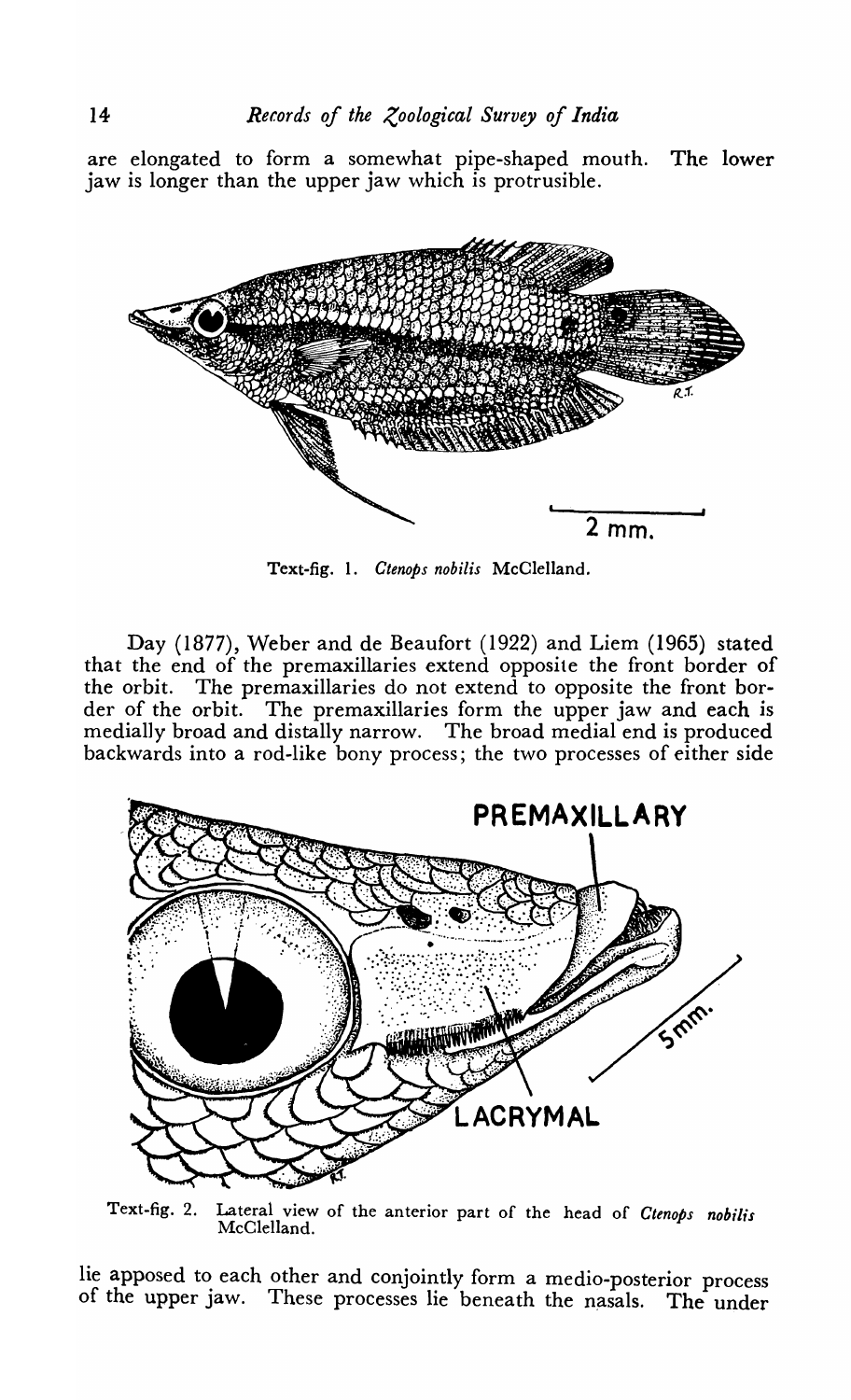are elongated to form a somewhat pipe-shaped mouth. The lower jaw is longer than the upper jaw which is protrusible.

Text-fig. 1. *Ctenops nobilis* McClelland.

Day (1877), Weber and de Beaufort (1922) and Liem (1965) stated that the end of the premaxillaries extend opposite the front border of the orbit. The premaxillaries do not extend to opposite the front border of the orbit. The premaxillaries form the upper jaw and each is medially broad and distally narrow. The broad medial end is produced backwards into a rod-like bony process; the two processes of either side

Text-fig. 2. Lateral view of the anterior part of the head of *Ctenops nobilis* McClelland.

lie apposed to each other and conjointly form a medio-posterior process of the upper jaw. These processes lie beneath the nasals. The under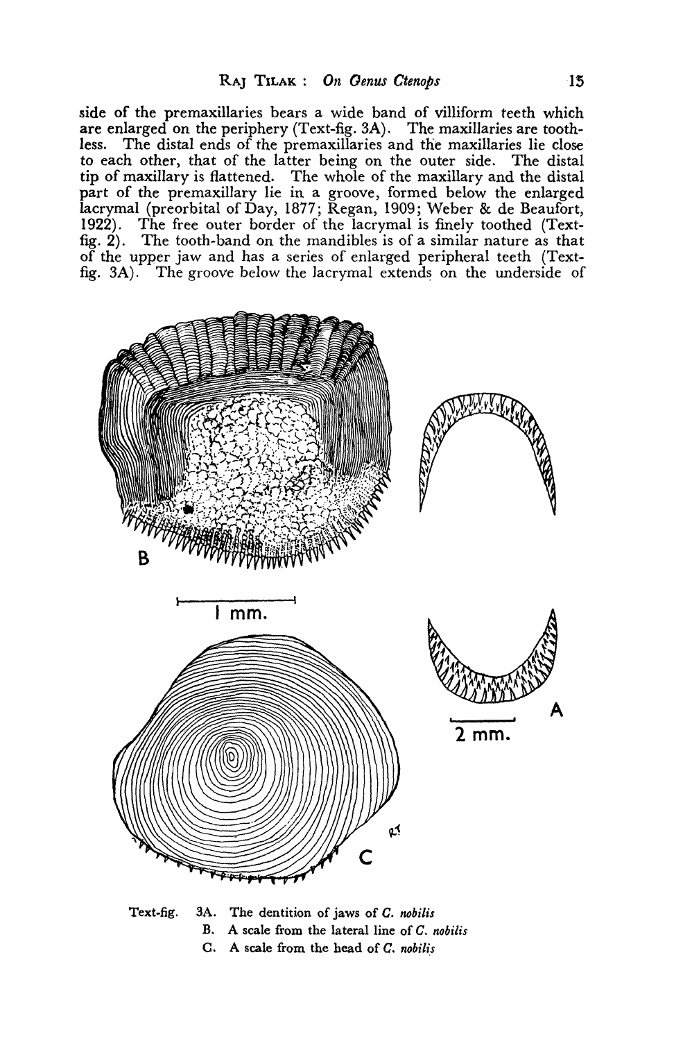side of the premaxillaries bears a wide band of villiform teeth which are enlarged on the periphery (Text-fig. 3A). The maxillaries are toothless. The distal ends of the premaxillaries and the maxillaries lie close to each other, that of the latter being on the outer side. The distal tip of maxillary is flattened. The whole of the maxillary and the distal part of the premaxillary lie in a groove, formed below the enlarged lacrymal (preorbital of Day, 1877; Regan, 1909; Weber & de Beaufort, 1922). The free outer border of the lacrymal is finely toothed (Text-fig. 2). The tooth-band on the mandibles is of a similar nature as that of the upper jaw and has a series of enlarged peripheral teeth (Text-fig. 3A). The groove below the lacrymal extends on the underside of

Text-fig. 3A. The dentition of jaws of *C. nobilis*
B. A scale from the lateral line of *C. nobilis*
C. A scale from the head of *C. nobilis*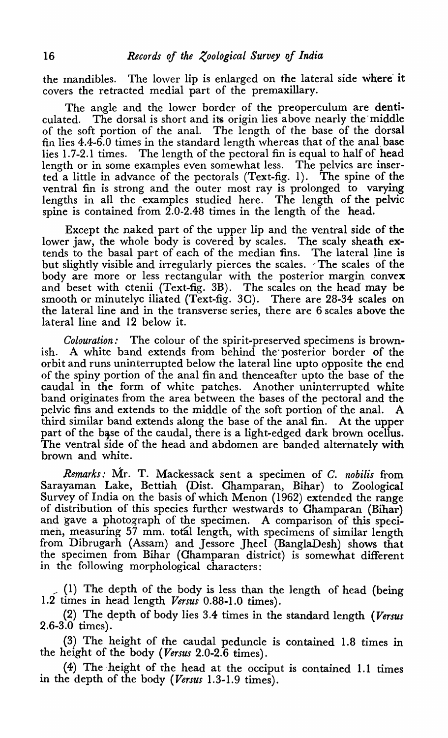the mandibles. The lower lip is enlarged on the lateral side where it covers the retracted medial part of the premaxillary.

The angle and the lower border of the preoperculum are denticulated. The dorsal is short and its origin lies above nearly the middle of the soft portion of the anal. The length of the base of the dorsal fin lies 4.4-6.0 times in the standard length whereas that of the anal base lies 1.7-2.1 times. The length of the pectoral fin is equal to half of head length or in some examples even somewhat less. The pelvics are inserted a little in advance of the pectorals (Text-fig. 1). The spine of the ventral fin is strong and the outer most ray is prolonged to varying lengths in all the examples studied here. The length of the pelvic spine is contained from 2.0-2.48 times in the length of the head.

Except the naked part of the upper lip and the ventral side of the lower jaw, the whole body is covered by scales. The scaly sheath extends to the basal part of each of the median fins. The lateral line is but slightly visible and irregularly pierces the scales. The scales of the body are more or less rectangular with the posterior margin convex and beset with ctenii (Text-fig. 3B). The scales on the head may be smooth or minutelyc iliated (Text-fig. 3C). There are 28-34 scales on the lateral line and in the transverse series, there are 6 scales above the lateral line and 12 below it.

*Colouration:* The colour of the spirit-preserved specimens is brownish. A white band extends from behind the posterior border of the orbit and runs uninterrupted below the lateral line upto opposite the end of the spiny portion of the anal fin and thenceafter upto the base of the caudal in the form of white patches. Another uninterrupted white band originates from the area between the bases of the pectoral and the pelvic fins and extends to the middle of the soft portion of the anal. A third similar band extends along the base of the anal fin. At the upper part of the base of the caudal, there is a light-edged dark brown ocellus. The ventral side of the head and abdomen are banded alternately with brown and white.

*Remarks:* Mr. T. Mackessack sent a specimen of *C. nobilis* from Sarayaman Lake, Bettiah (Dist. Champaran, Bihar) to Zoological Survey of India on the basis of which Menon (1962) extended the range of distribution of this species further westwards to Champaran (Bihar) and gave a photograph of the specimen. A comparison of this specimen, measuring 57 mm. total length, with specimens of similar length from Dibrugarh (Assam) and Jessore Jheel (BanglaDesh) shows that the specimen from Bihar (Champaran district) is somewhat different in the following morphological characters:

(1) The depth of the body is less than the length of head (being 1.2 times in head length *Versus* 0.88-1.0 times).

(2) The depth of body lies 3.4 times in the standard length (*Versus* 2.6-3.0 times).

(3) The height of the caudal peduncle is contained 1.8 times in the height of the body (*Versus* 2.0-2.6 times).

(4) The height of the head at the occiput is contained 1.1 times in the depth of the body (*Versus* 1.3-1.9 times).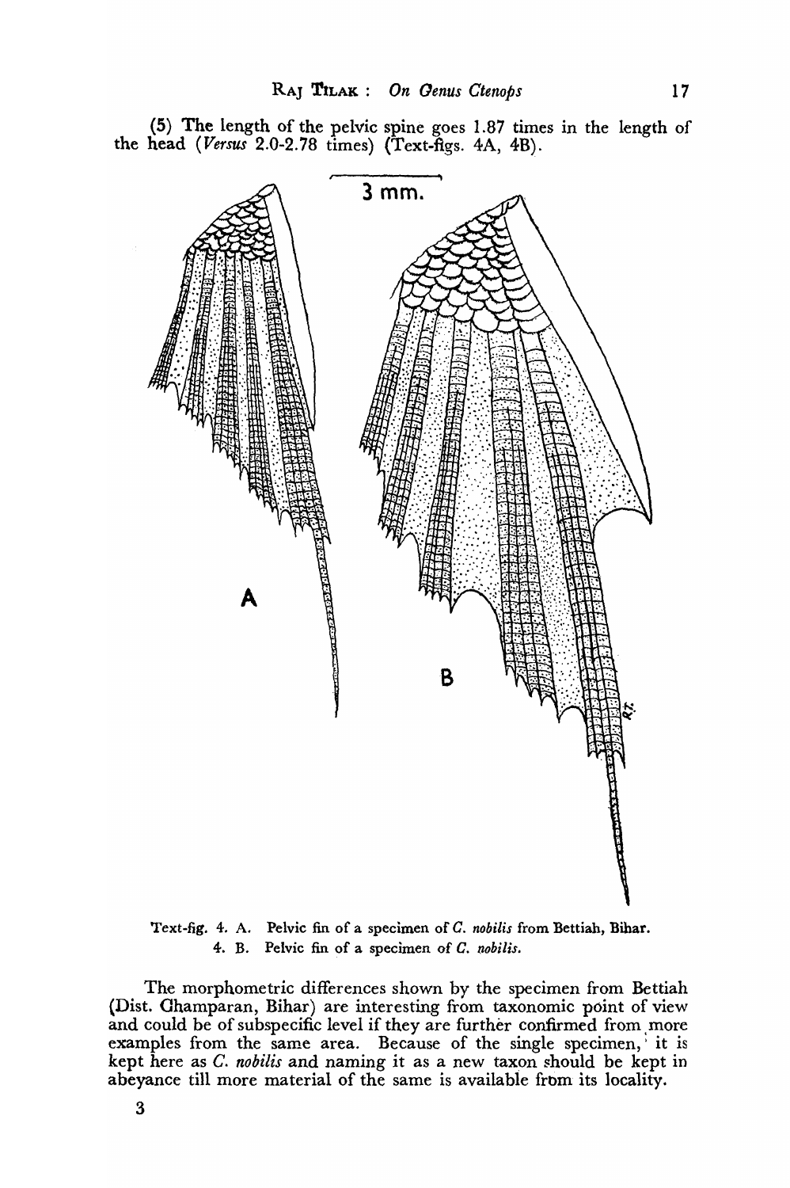(5) The length of the pelvic spine goes 1.87 times in the length of the head (*Versus* 2.0-2.78 times) (Text-figs. 4A, 4B).

Text-fig. 4. A. Pelvic fin of a specimen of *C. nobilis* from Bettiah, Bihar.
4. B. Pelvic fin of a specimen of *C. nobilis*.

The morphometric differences shown by the specimen from Bettiah (Dist. Ghamparan, Bihar) are interesting from taxonomic point of view and could be of subspecific level if they are further confirmed from more examples from the same area. Because of the single specimen, it is kept here as *C. nobilis* and naming it as a new taxon should be kept in abeyance till more material of the same is available from its locality.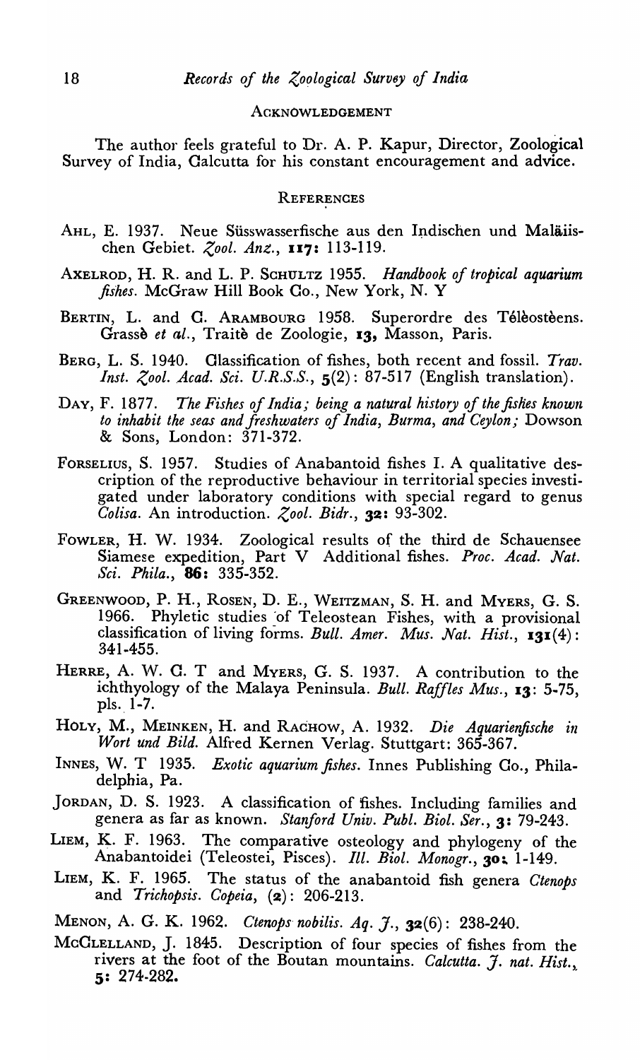## ACKNOWLEDGEMENT

The author feels grateful to Dr. A. P. Kapur, Director, Zoological Survey of India, Calcutta for his constant encouragement and advice.

## REFERENCES

AHL, E. 1937. Neue Süsswasserfische aus den Indischen und Maläiischen Gebiet. *Zool. Anz.*, **117**: 113-119.

AXELROD, H. R. and L. P. SCHULTZ 1955. *Handbook of tropical aquarium fishes*. McGraw Hill Book Co., New York, N. Y

BERTIN, L. and C. ARAMBOURG 1958. Superordre des Télèostèens. Grassè *et al.*, Traitè de Zoologie, **13**, Masson, Paris.

BERG, L. S. 1940. Classification of fishes, both recent and fossil. *Trav. Inst. Zool. Acad. Sci. U.R.S.S.*, **5**(2): 87-517 (English translation).

DAY, F. 1877. *The Fishes of India; being a natural history of the fishes known to inhabit the seas and freshwaters of India, Burma, and Ceylon;* Dowson & Sons, London: 371-372.

FORSELIUS, S. 1957. Studies of Anabantoid fishes I. A qualitative description of the reproductive behaviour in territorial species investigated under laboratory conditions with special regard to genus *Colisa*. An introduction. *Zool. Bidr.*, **32**: 93-302.

FOWLER, H. W. 1934. Zoological results of the third de Schauensee Siamese expedition, Part V Additional fishes. *Proc. Acad. Nat. Sci. Phila.*, **86**: 335-352.

GREENWOOD, P. H., ROSEN, D. E., WEITZMAN, S. H. and MYERS, G. S. 1966. Phyletic studies of Teleostean Fishes, with a provisional classification of living forms. *Bull. Amer. Mus. Nat. Hist.*, **131**(4): 341-455.

HERRE, A. W. C. T and MYERS, G. S. 1937. A contribution to the ichthyology of the Malaya Peninsula. *Bull. Raffles Mus.*, **13**: 5-75, pls. 1-7.

HOLY, M., MEINKEN, H. and RACHOW, A. 1932. *Die Aquarienfische in Wort und Bild.* Alfred Kernen Verlag. Stuttgart: 365-367.

INNES, W. T 1935. *Exotic aquarium fishes*. Innes Publishing Co., Philadelphia, Pa.

JORDAN, D. S. 1923. A classification of fishes. Including families and genera as far as known. *Stanford Univ. Publ. Biol. Ser.*, **3**: 79-243.

LIEM, K. F. 1963. The comparative osteology and phylogeny of the Anabantoidei (Teleostei, Pisces). *Ill. Biol. Monogr.*, **30**: 1-149.

LIEM, K. F. 1965. The status of the anabantoid fish genera *Ctenops* and *Trichopsis*. *Copeia*, (**2**): 206-213.

MENON, A. G. K. 1962. *Ctenops nobilis*. *Aq. J.*, **32**(6): 238-240.

MCCLELLAND, J. 1845. Description of four species of fishes from the rivers at the foot of the Boutan mountains. *Calcutta. J. nat. Hist.*, **5**: 274-282.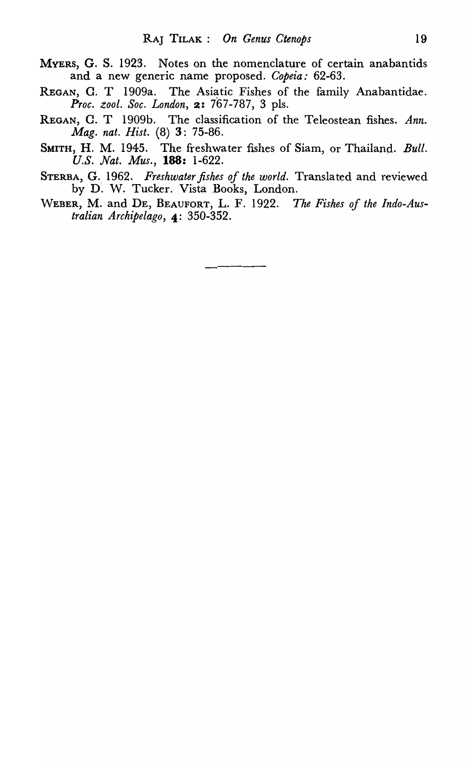MYERS, G. S. 1923. Notes on the nomenclature of certain anabantids and a new generic name proposed. *Copeia:* 62-63.

REGAN, C. T 1909a. The Asiatic Fishes of the family Anabantidae. *Proc. zool. Soc. London*, **2:** 767-787, 3 pls.

REGAN, C. T 1909b. The classification of the Teleostean fishes. *Ann. Mag. nat. Hist.* (8) **3**: 75-86.

SMITH, H. M. 1945. The freshwater fishes of Siam, or Thailand. *Bull. U.S. Nat. Mus.*, **188:** 1-622.

STERBA, G. 1962. *Freshwater fishes of the world.* Translated and reviewed by D. W. Tucker. Vista Books, London.

WEBER, M. and DE, BEAUFORT, L. F. 1922. *The Fishes of the Indo-Australian Archipelago*, **4**: 350-352.